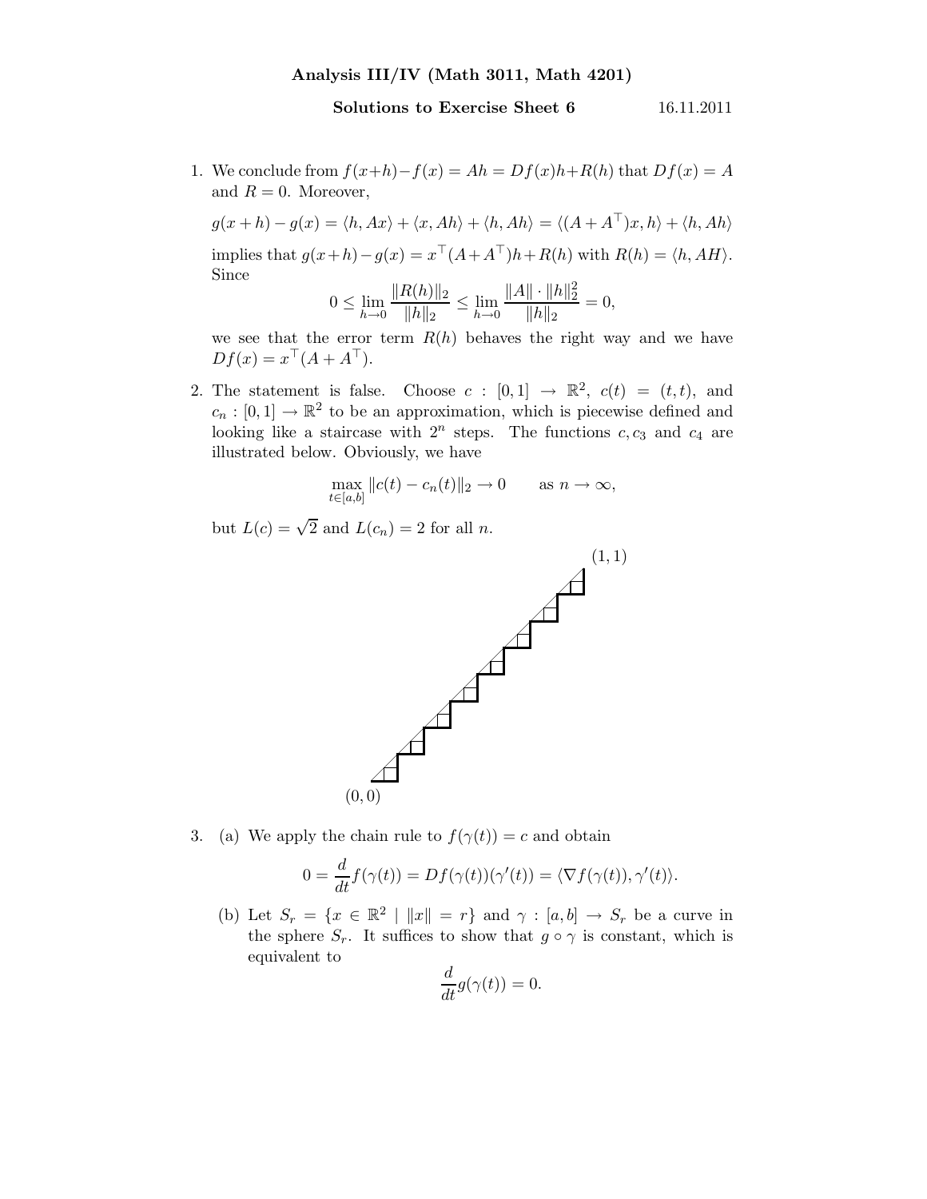**Analysis III/IV (Math 3011, Math 4201)**

**Solutions to Exercise Sheet 6** 16.11.2011

1. We conclude from $f(x+h)-f(x) = Ah = Df(x)h + R(h)$ that $Df(x) = A$ and $R = 0$. Moreover,

   $g(x+h) - g(x) = \langle h, Ax\rangle + \langle x, Ah\rangle + \langle h, Ah\rangle = \langle (A + A^\top)x, h\rangle + \langle h, Ah\rangle$

   implies that $g(x+h) - g(x) = x^\top(A + A^\top)h + R(h)$ with $R(h) = \langle h, AH\rangle$. Since

   $$0 \leq \lim_{h\to 0} \frac{\|R(h)\|_2}{\|h\|_2} \leq \lim_{h \to 0} \frac{\|A\| \cdot \|h\|_2^2}{\|h\|_2} = 0,$$

   we see that the error term $R(h)$ behaves the right way and we have $Df(x) = x^\top(A + A^\top)$.

2. The statement is false. Choose $c : [0,1] \to \mathbb{R}^2$, $c(t) = (t,t)$, and $c_n : [0,1] \to \mathbb{R}^2$ to be an approximation, which is piecewise defined and looking like a staircase with $2^n$ steps. The functions $c, c_3$ and $c_4$ are illustrated below. Obviously, we have

   $$\max_{t\in[a,b]} \|c(t) - c_n(t)\|_2 \to 0 \qquad \text{as } n \to \infty,$$

   but $L(c) = \sqrt{2}$ and $L(c_n) = 2$ for all $n$.

3. (a) We apply the chain rule to $f(\gamma(t)) = c$ and obtain

   $$0 = \frac{d}{dt} f(\gamma(t)) = Df(\gamma(t))(\gamma'(t)) = \langle \nabla f(\gamma(t)), \gamma'(t)\rangle.$$

   (b) Let $S_r = \{x \in \mathbb{R}^2 \mid \|x\| = r\}$ and $\gamma : [a,b] \to S_r$ be a curve in the sphere $S_r$. It suffices to show that $g \circ \gamma$ is constant, which is equivalent to

   $$\frac{d}{dt} g(\gamma(t)) = 0.$$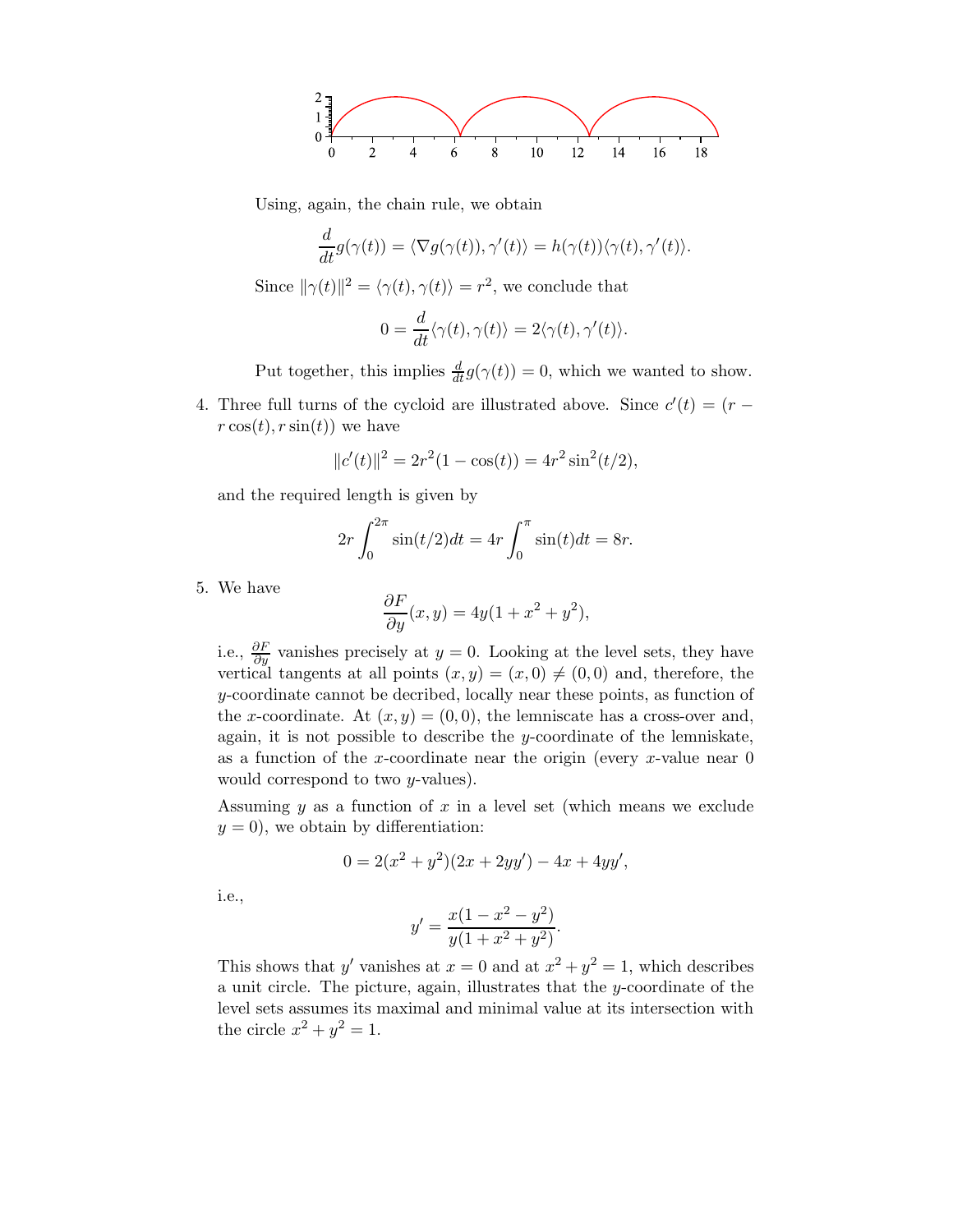Using, again, the chain rule, we obtain

$$\frac{d}{dt}g(\gamma(t)) = \langle \nabla g(\gamma(t)), \gamma'(t)\rangle = h(\gamma(t))\langle \gamma(t), \gamma'(t)\rangle.$$

Since $\|\gamma(t)\|^2 = \langle \gamma(t), \gamma(t)\rangle = r^2$, we conclude that

$$0 = \frac{d}{dt}\langle \gamma(t), \gamma(t)\rangle = 2\langle \gamma(t), \gamma'(t)\rangle.$$

Put together, this implies $\frac{d}{dt}g(\gamma(t)) = 0$, which we wanted to show.

4. Three full turns of the cycloid are illustrated above. Since $c'(t) = (r - r\cos(t), r\sin(t))$ we have

$$\|c'(t)\|^2 = 2r^2(1-\cos(t)) = 4r^2\sin^2(t/2),$$

and the required length is given by

$$2r\int_0^{2\pi}\sin(t/2)dt = 4r\int_0^{\pi}\sin(t)dt = 8r.$$

5. We have

$$\frac{\partial F}{\partial y}(x,y) = 4y(1+x^2+y^2),$$

i.e., $\frac{\partial F}{\partial y}$ vanishes precisely at $y=0$. Looking at the level sets, they have vertical tangents at all points $(x,y) = (x,0) \neq (0,0)$ and, therefore, the $y$-coordinate cannot be decribed, locally near these points, as function of the $x$-coordinate. At $(x,y) = (0,0)$, the lemniscate has a cross-over and, again, it is not possible to describe the $y$-coordinate of the lemniskate, as a function of the $x$-coordinate near the origin (every $x$-value near 0 would correspond to two $y$-values).

Assuming $y$ as a function of $x$ in a level set (which means we exclude $y=0$), we obtain by differentiation:

$$0 = 2(x^2+y^2)(2x+2yy') - 4x + 4yy',$$

i.e.,

$$y' = \frac{x(1-x^2-y^2)}{y(1+x^2+y^2)}.$$

This shows that $y'$ vanishes at $x=0$ and at $x^2+y^2=1$, which describes a unit circle. The picture, again, illustrates that the $y$-coordinate of the level sets assumes its maximal and minimal value at its intersection with the circle $x^2+y^2=1$.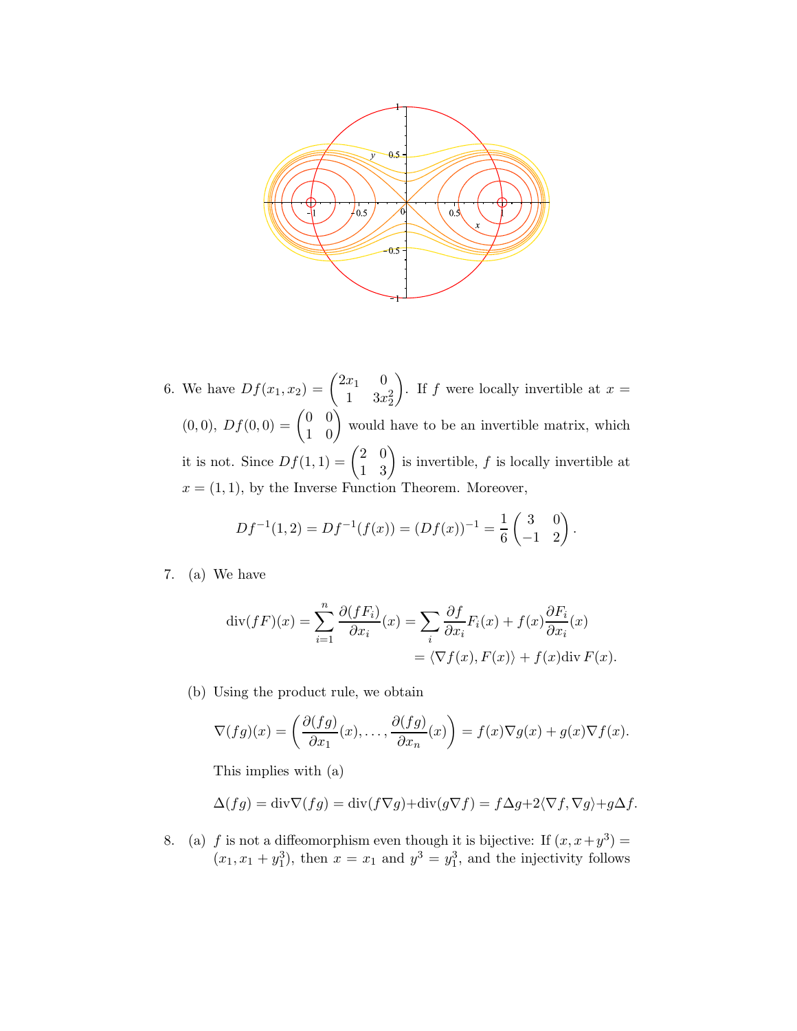6. We have $Df(x_1, x_2) = \begin{pmatrix} 2x_1 & 0 \\ 1 & 3x_2^2 \end{pmatrix}$. If $f$ were locally invertible at $x = (0,0)$, $Df(0,0) = \begin{pmatrix} 0 & 0 \\ 1 & 0 \end{pmatrix}$ would have to be an invertible matrix, which it is not. Since $Df(1,1) = \begin{pmatrix} 2 & 0 \\ 1 & 3 \end{pmatrix}$ is invertible, $f$ is locally invertible at $x = (1,1)$, by the Inverse Function Theorem. Moreover,

$$Df^{-1}(1,2) = Df^{-1}(f(x)) = (Df(x))^{-1} = \frac{1}{6}\begin{pmatrix} 3 & 0 \\ -1 & 2 \end{pmatrix}.$$

7. (a) We have

$$\begin{aligned}\operatorname{div}(fF)(x) = \sum_{i=1}^{n} \frac{\partial (fF_i)}{\partial x_i}(x) &= \sum_i \frac{\partial f}{\partial x_i} F_i(x) + f(x) \frac{\partial F_i}{\partial x_i}(x) \\ &= \langle \nabla f(x), F(x) \rangle + f(x) \operatorname{div} F(x).\end{aligned}$$

   (b) Using the product rule, we obtain

$$\nabla(fg)(x) = \left( \frac{\partial (fg)}{\partial x_1}(x), \ldots, \frac{\partial (fg)}{\partial x_n}(x) \right) = f(x)\nabla g(x) + g(x) \nabla f(x).$$

   This implies with (a)

$$\Delta(fg) = \operatorname{div}\nabla(fg) = \operatorname{div}(f\nabla g) + \operatorname{div}(g \nabla f) = f\Delta g + 2\langle \nabla f, \nabla g \rangle + g \Delta f.$$

8. (a) $f$ is not a diffeomorphism even though it is bijective: If $(x, x+y^3) = (x_1, x_1 + y_1^3)$, then $x = x_1$ and $y^3 = y_1^3$, and the injectivity follows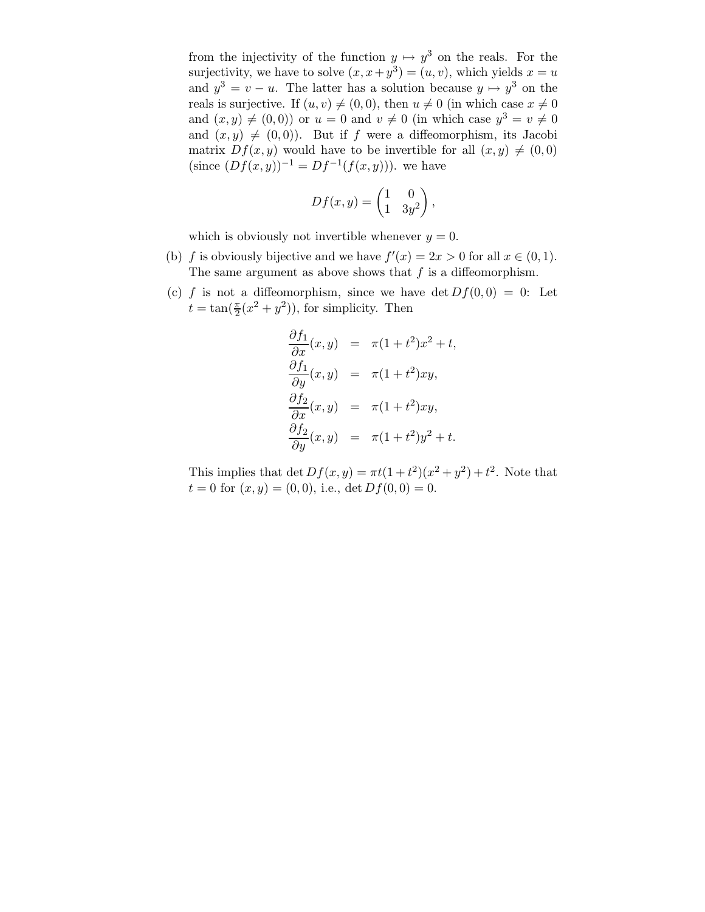from the injectivity of the function $y \mapsto y^3$ on the reals. For the surjectivity, we have to solve $(x, x+y^3) = (u, v)$, which yields $x = u$ and $y^3 = v - u$. The latter has a solution because $y \mapsto y^3$ on the reals is surjective. If $(u, v) \neq (0, 0)$, then $u \neq 0$ (in which case $x \neq 0$ and $(x, y) \neq (0, 0)$) or $u = 0$ and $v \neq 0$ (in which case $y^3 = v \neq 0$ and $(x, y) \neq (0, 0)$). But if $f$ were a diffeomorphism, its Jacobi matrix $Df(x, y)$ would have to be invertible for all $(x, y) \neq (0, 0)$ (since $(Df(x, y))^{-1} = Df^{-1}(f(x, y))$). we have

$$Df(x, y) = \begin{pmatrix} 1 & 0 \\ 1 & 3y^2 \end{pmatrix},$$

which is obviously not invertible whenever $y = 0$.

(b) $f$ is obviously bijective and we have $f'(x) = 2x > 0$ for all $x \in (0, 1)$. The same argument as above shows that $f$ is a diffeomorphism.

(c) $f$ is not a diffeomorphism, since we have $\det Df(0, 0) = 0$: Let $t = \tan(\frac{\pi}{2}(x^2 + y^2))$, for simplicity. Then

$$\begin{aligned}
\frac{\partial f_1}{\partial x}(x, y) &= \pi(1 + t^2)x^2 + t, \\
\frac{\partial f_1}{\partial y}(x, y) &= \pi(1 + t^2)xy, \\
\frac{\partial f_2}{\partial x}(x, y) &= \pi(1 + t^2)xy, \\
\frac{\partial f_2}{\partial y}(x, y) &= \pi(1 + t^2)y^2 + t.
\end{aligned}$$

This implies that $\det Df(x, y) = \pi t(1 + t^2)(x^2 + y^2) + t^2$. Note that $t = 0$ for $(x, y) = (0, 0)$, i.e., $\det Df(0, 0) = 0$.